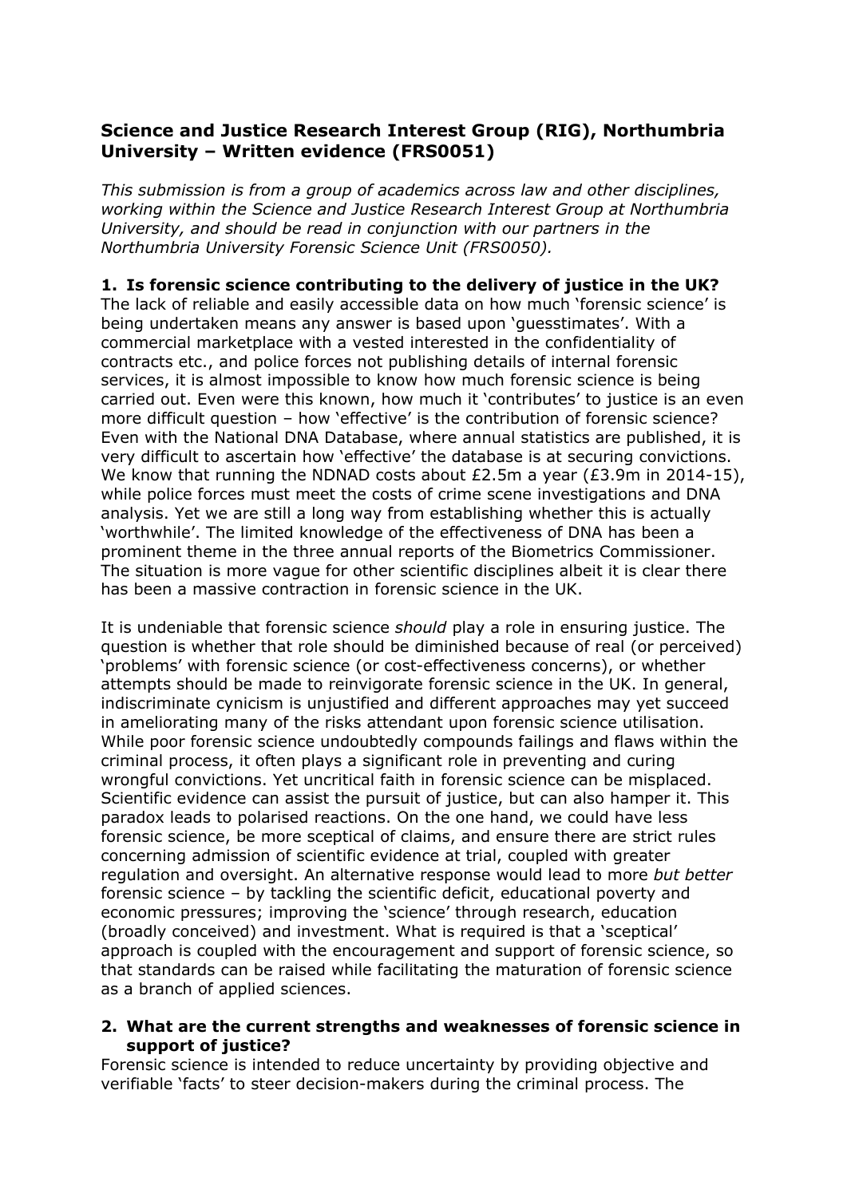## Science and Justice Research Interest Group (RIG), Northumbria University – Written evidence (FRS0051)

*This submission is from a group of academics across law and other disciplines, working within the Science and Justice Research Interest Group at Northumbria University, and should be read in conjunction with our partners in the Northumbria University Forensic Science Unit (FRS0050).*

### 1. Is forensic science contributing to the delivery of justice in the UK?

The lack of reliable and easily accessible data on how much 'forensic science' is being undertaken means any answer is based upon 'guesstimates'. With a commercial marketplace with a vested interested in the confidentiality of contracts etc., and police forces not publishing details of internal forensic services, it is almost impossible to know how much forensic science is being carried out. Even were this known, how much it 'contributes' to justice is an even more difficult question – how 'effective' is the contribution of forensic science? Even with the National DNA Database, where annual statistics are published, it is very difficult to ascertain how 'effective' the database is at securing convictions. We know that running the NDNAD costs about £2.5m a year (£3.9m in 2014-15), while police forces must meet the costs of crime scene investigations and DNA analysis. Yet we are still a long way from establishing whether this is actually 'worthwhile'. The limited knowledge of the effectiveness of DNA has been a prominent theme in the three annual reports of the Biometrics Commissioner. The situation is more vague for other scientific disciplines albeit it is clear there has been a massive contraction in forensic science in the UK.

It is undeniable that forensic science *should* play a role in ensuring justice. The question is whether that role should be diminished because of real (or perceived) 'problems' with forensic science (or cost-effectiveness concerns), or whether attempts should be made to reinvigorate forensic science in the UK. In general, indiscriminate cynicism is unjustified and different approaches may yet succeed in ameliorating many of the risks attendant upon forensic science utilisation. While poor forensic science undoubtedly compounds failings and flaws within the criminal process, it often plays a significant role in preventing and curing wrongful convictions. Yet uncritical faith in forensic science can be misplaced. Scientific evidence can assist the pursuit of justice, but can also hamper it. This paradox leads to polarised reactions. On the one hand, we could have less forensic science, be more sceptical of claims, and ensure there are strict rules concerning admission of scientific evidence at trial, coupled with greater regulation and oversight. An alternative response would lead to more *but better* forensic science – by tackling the scientific deficit, educational poverty and economic pressures; improving the 'science' through research, education (broadly conceived) and investment. What is required is that a 'sceptical' approach is coupled with the encouragement and support of forensic science, so that standards can be raised while facilitating the maturation of forensic science as a branch of applied sciences.

### 2. What are the current strengths and weaknesses of forensic science in support of justice?

Forensic science is intended to reduce uncertainty by providing objective and verifiable 'facts' to steer decision-makers during the criminal process. The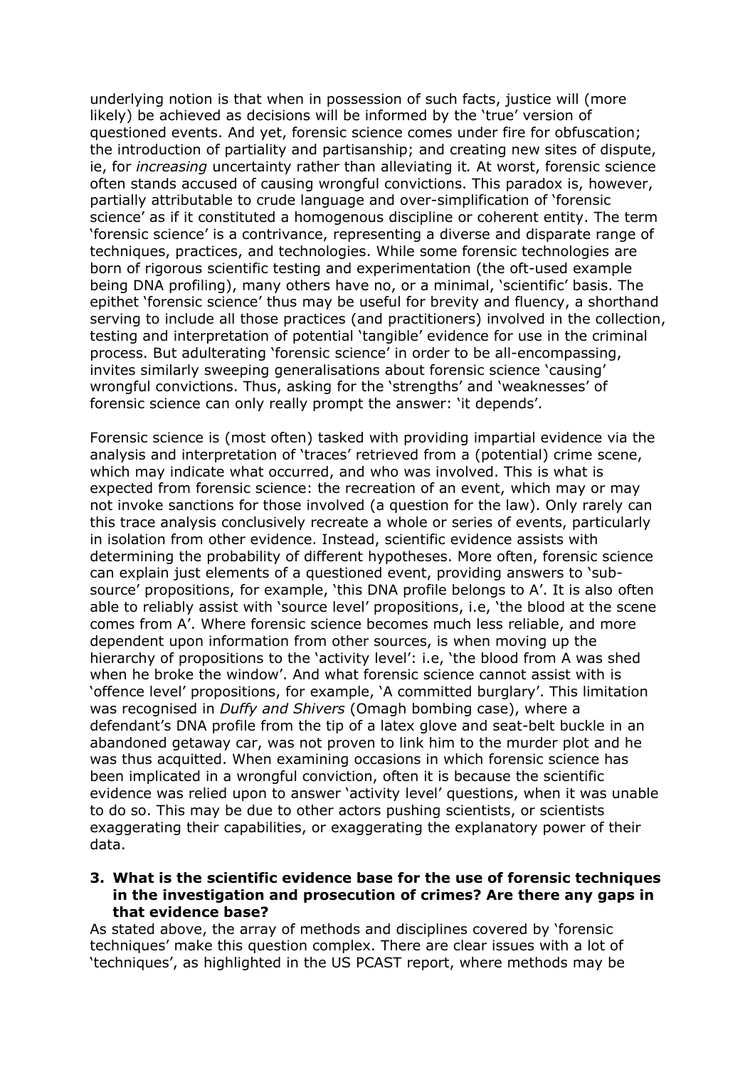underlying notion is that when in possession of such facts, justice will (more likely) be achieved as decisions will be informed by the 'true' version of questioned events. And yet, forensic science comes under fire for obfuscation; the introduction of partiality and partisanship; and creating new sites of dispute, ie, for *increasing* uncertainty rather than alleviating it. At worst, forensic science often stands accused of causing wrongful convictions. This paradox is, however, partially attributable to crude language and over-simplification of 'forensic science' as if it constituted a homogenous discipline or coherent entity. The term 'forensic science' is a contrivance, representing a diverse and disparate range of techniques, practices, and technologies. While some forensic technologies are born of rigorous scientific testing and experimentation (the oft-used example being DNA profiling), many others have no, or a minimal, 'scientific' basis. The epithet 'forensic science' thus may be useful for brevity and fluency, a shorthand serving to include all those practices (and practitioners) involved in the collection, testing and interpretation of potential 'tangible' evidence for use in the criminal process. But adulterating 'forensic science' in order to be all-encompassing, invites similarly sweeping generalisations about forensic science 'causing' wrongful convictions. Thus, asking for the 'strengths' and 'weaknesses' of forensic science can only really prompt the answer: 'it depends'.

Forensic science is (most often) tasked with providing impartial evidence via the analysis and interpretation of 'traces' retrieved from a (potential) crime scene, which may indicate what occurred, and who was involved. This is what is expected from forensic science: the recreation of an event, which may or may not invoke sanctions for those involved (a question for the law). Only rarely can this trace analysis conclusively recreate a whole or series of events, particularly in isolation from other evidence. Instead, scientific evidence assists with determining the probability of different hypotheses. More often, forensic science can explain just elements of a questioned event, providing answers to 'sub-source' propositions, for example, 'this DNA profile belongs to A'. It is also often able to reliably assist with 'source level' propositions, i.e, 'the blood at the scene comes from A'. Where forensic science becomes much less reliable, and more dependent upon information from other sources, is when moving up the hierarchy of propositions to the 'activity level': i.e, 'the blood from A was shed when he broke the window'. And what forensic science cannot assist with is 'offence level' propositions, for example, 'A committed burglary'. This limitation was recognised in *Duffy and Shivers* (Omagh bombing case), where a defendant's DNA profile from the tip of a latex glove and seat-belt buckle in an abandoned getaway car, was not proven to link him to the murder plot and he was thus acquitted. When examining occasions in which forensic science has been implicated in a wrongful conviction, often it is because the scientific evidence was relied upon to answer 'activity level' questions, when it was unable to do so. This may be due to other actors pushing scientists, or scientists exaggerating their capabilities, or exaggerating the explanatory power of their data.

**3. What is the scientific evidence base for the use of forensic techniques in the investigation and prosecution of crimes? Are there any gaps in that evidence base?**

As stated above, the array of methods and disciplines covered by 'forensic techniques' make this question complex. There are clear issues with a lot of 'techniques', as highlighted in the US PCAST report, where methods may be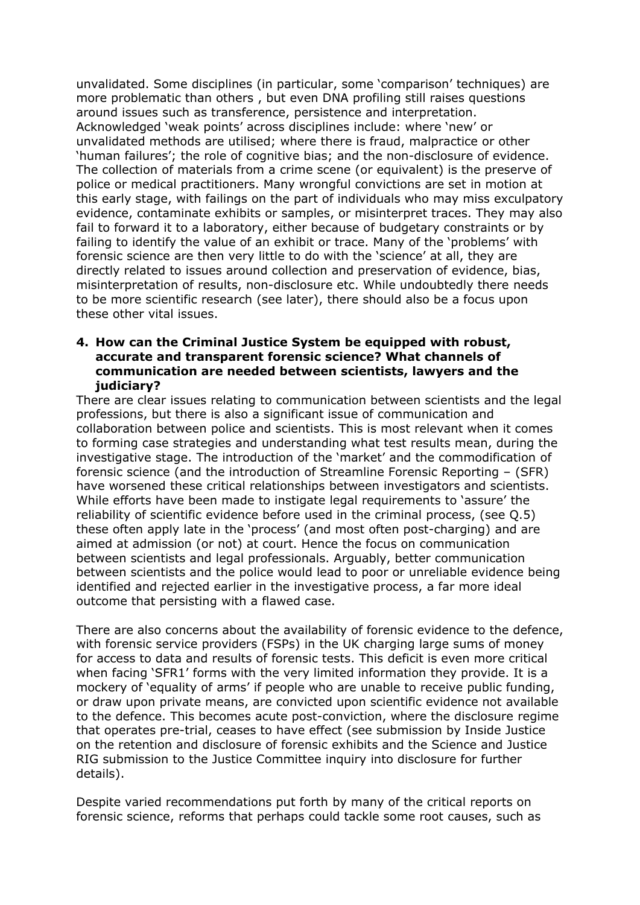unvalidated. Some disciplines (in particular, some 'comparison' techniques) are more problematic than others , but even DNA profiling still raises questions around issues such as transference, persistence and interpretation. Acknowledged 'weak points' across disciplines include: where 'new' or unvalidated methods are utilised; where there is fraud, malpractice or other 'human failures'; the role of cognitive bias; and the non-disclosure of evidence. The collection of materials from a crime scene (or equivalent) is the preserve of police or medical practitioners. Many wrongful convictions are set in motion at this early stage, with failings on the part of individuals who may miss exculpatory evidence, contaminate exhibits or samples, or misinterpret traces. They may also fail to forward it to a laboratory, either because of budgetary constraints or by failing to identify the value of an exhibit or trace. Many of the 'problems' with forensic science are then very little to do with the 'science' at all, they are directly related to issues around collection and preservation of evidence, bias, misinterpretation of results, non-disclosure etc. While undoubtedly there needs to be more scientific research (see later), there should also be a focus upon these other vital issues.

**4. How can the Criminal Justice System be equipped with robust, accurate and transparent forensic science? What channels of communication are needed between scientists, lawyers and the judiciary?**

There are clear issues relating to communication between scientists and the legal professions, but there is also a significant issue of communication and collaboration between police and scientists. This is most relevant when it comes to forming case strategies and understanding what test results mean, during the investigative stage. The introduction of the 'market' and the commodification of forensic science (and the introduction of Streamline Forensic Reporting – (SFR) have worsened these critical relationships between investigators and scientists. While efforts have been made to instigate legal requirements to 'assure' the reliability of scientific evidence before used in the criminal process, (see Q.5) these often apply late in the 'process' (and most often post-charging) and are aimed at admission (or not) at court. Hence the focus on communication between scientists and legal professionals. Arguably, better communication between scientists and the police would lead to poor or unreliable evidence being identified and rejected earlier in the investigative process, a far more ideal outcome that persisting with a flawed case.

There are also concerns about the availability of forensic evidence to the defence, with forensic service providers (FSPs) in the UK charging large sums of money for access to data and results of forensic tests. This deficit is even more critical when facing 'SFR1' forms with the very limited information they provide. It is a mockery of 'equality of arms' if people who are unable to receive public funding, or draw upon private means, are convicted upon scientific evidence not available to the defence. This becomes acute post-conviction, where the disclosure regime that operates pre-trial, ceases to have effect (see submission by Inside Justice on the retention and disclosure of forensic exhibits and the Science and Justice RIG submission to the Justice Committee inquiry into disclosure for further details).

Despite varied recommendations put forth by many of the critical reports on forensic science, reforms that perhaps could tackle some root causes, such as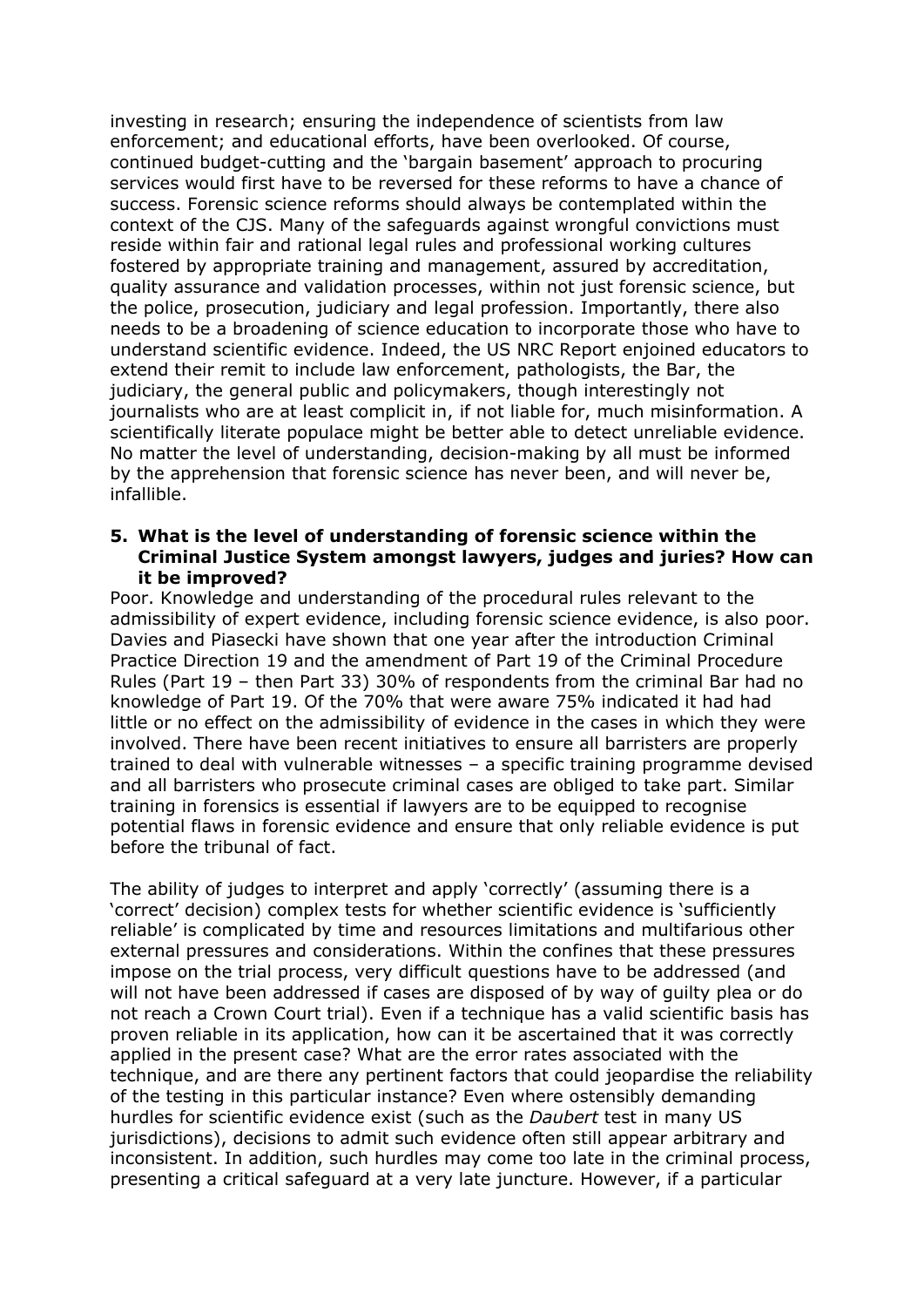investing in research; ensuring the independence of scientists from law enforcement; and educational efforts, have been overlooked. Of course, continued budget-cutting and the 'bargain basement' approach to procuring services would first have to be reversed for these reforms to have a chance of success. Forensic science reforms should always be contemplated within the context of the CJS. Many of the safeguards against wrongful convictions must reside within fair and rational legal rules and professional working cultures fostered by appropriate training and management, assured by accreditation, quality assurance and validation processes, within not just forensic science, but the police, prosecution, judiciary and legal profession. Importantly, there also needs to be a broadening of science education to incorporate those who have to understand scientific evidence. Indeed, the US NRC Report enjoined educators to extend their remit to include law enforcement, pathologists, the Bar, the judiciary, the general public and policymakers, though interestingly not journalists who are at least complicit in, if not liable for, much misinformation. A scientifically literate populace might be better able to detect unreliable evidence. No matter the level of understanding, decision-making by all must be informed by the apprehension that forensic science has never been, and will never be, infallible.

**5. What is the level of understanding of forensic science within the Criminal Justice System amongst lawyers, judges and juries? How can it be improved?**

Poor. Knowledge and understanding of the procedural rules relevant to the admissibility of expert evidence, including forensic science evidence, is also poor. Davies and Piasecki have shown that one year after the introduction Criminal Practice Direction 19 and the amendment of Part 19 of the Criminal Procedure Rules (Part 19 – then Part 33) 30% of respondents from the criminal Bar had no knowledge of Part 19. Of the 70% that were aware 75% indicated it had had little or no effect on the admissibility of evidence in the cases in which they were involved. There have been recent initiatives to ensure all barristers are properly trained to deal with vulnerable witnesses – a specific training programme devised and all barristers who prosecute criminal cases are obliged to take part. Similar training in forensics is essential if lawyers are to be equipped to recognise potential flaws in forensic evidence and ensure that only reliable evidence is put before the tribunal of fact.

The ability of judges to interpret and apply 'correctly' (assuming there is a 'correct' decision) complex tests for whether scientific evidence is 'sufficiently reliable' is complicated by time and resources limitations and multifarious other external pressures and considerations. Within the confines that these pressures impose on the trial process, very difficult questions have to be addressed (and will not have been addressed if cases are disposed of by way of guilty plea or do not reach a Crown Court trial). Even if a technique has a valid scientific basis has proven reliable in its application, how can it be ascertained that it was correctly applied in the present case? What are the error rates associated with the technique, and are there any pertinent factors that could jeopardise the reliability of the testing in this particular instance? Even where ostensibly demanding hurdles for scientific evidence exist (such as the *Daubert* test in many US jurisdictions), decisions to admit such evidence often still appear arbitrary and inconsistent. In addition, such hurdles may come too late in the criminal process, presenting a critical safeguard at a very late juncture. However, if a particular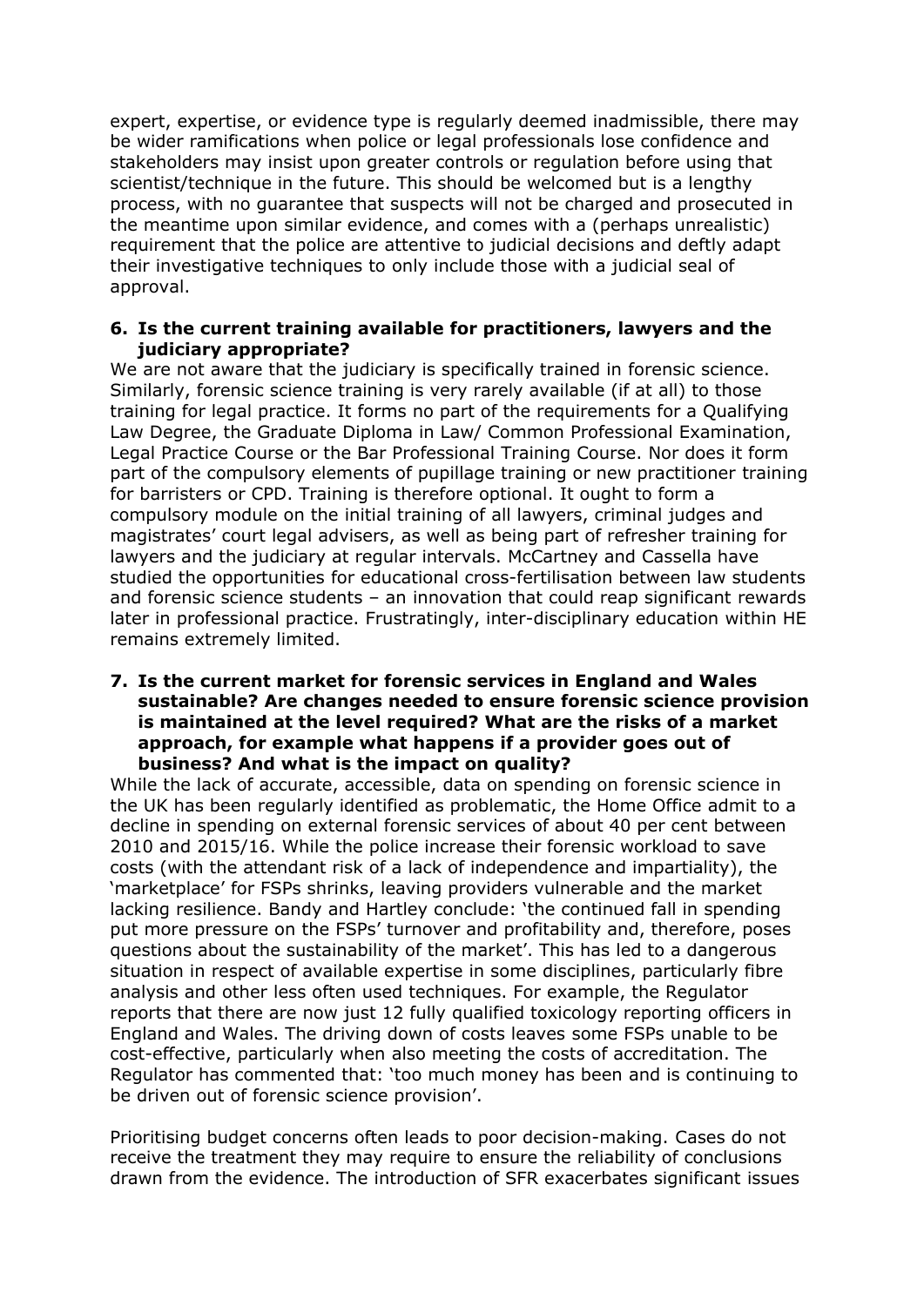expert, expertise, or evidence type is regularly deemed inadmissible, there may be wider ramifications when police or legal professionals lose confidence and stakeholders may insist upon greater controls or regulation before using that scientist/technique in the future. This should be welcomed but is a lengthy process, with no guarantee that suspects will not be charged and prosecuted in the meantime upon similar evidence, and comes with a (perhaps unrealistic) requirement that the police are attentive to judicial decisions and deftly adapt their investigative techniques to only include those with a judicial seal of approval.

### 6. Is the current training available for practitioners, lawyers and the judiciary appropriate?

We are not aware that the judiciary is specifically trained in forensic science. Similarly, forensic science training is very rarely available (if at all) to those training for legal practice. It forms no part of the requirements for a Qualifying Law Degree, the Graduate Diploma in Law/ Common Professional Examination, Legal Practice Course or the Bar Professional Training Course. Nor does it form part of the compulsory elements of pupillage training or new practitioner training for barristers or CPD. Training is therefore optional. It ought to form a compulsory module on the initial training of all lawyers, criminal judges and magistrates' court legal advisers, as well as being part of refresher training for lawyers and the judiciary at regular intervals. McCartney and Cassella have studied the opportunities for educational cross-fertilisation between law students and forensic science students – an innovation that could reap significant rewards later in professional practice. Frustratingly, inter-disciplinary education within HE remains extremely limited.

### 7. Is the current market for forensic services in England and Wales sustainable? Are changes needed to ensure forensic science provision is maintained at the level required? What are the risks of a market approach, for example what happens if a provider goes out of business? And what is the impact on quality?

While the lack of accurate, accessible, data on spending on forensic science in the UK has been regularly identified as problematic, the Home Office admit to a decline in spending on external forensic services of about 40 per cent between 2010 and 2015/16. While the police increase their forensic workload to save costs (with the attendant risk of a lack of independence and impartiality), the 'marketplace' for FSPs shrinks, leaving providers vulnerable and the market lacking resilience. Bandy and Hartley conclude: 'the continued fall in spending put more pressure on the FSPs' turnover and profitability and, therefore, poses questions about the sustainability of the market'. This has led to a dangerous situation in respect of available expertise in some disciplines, particularly fibre analysis and other less often used techniques. For example, the Regulator reports that there are now just 12 fully qualified toxicology reporting officers in England and Wales. The driving down of costs leaves some FSPs unable to be cost-effective, particularly when also meeting the costs of accreditation. The Regulator has commented that: 'too much money has been and is continuing to be driven out of forensic science provision'.

Prioritising budget concerns often leads to poor decision-making. Cases do not receive the treatment they may require to ensure the reliability of conclusions drawn from the evidence. The introduction of SFR exacerbates significant issues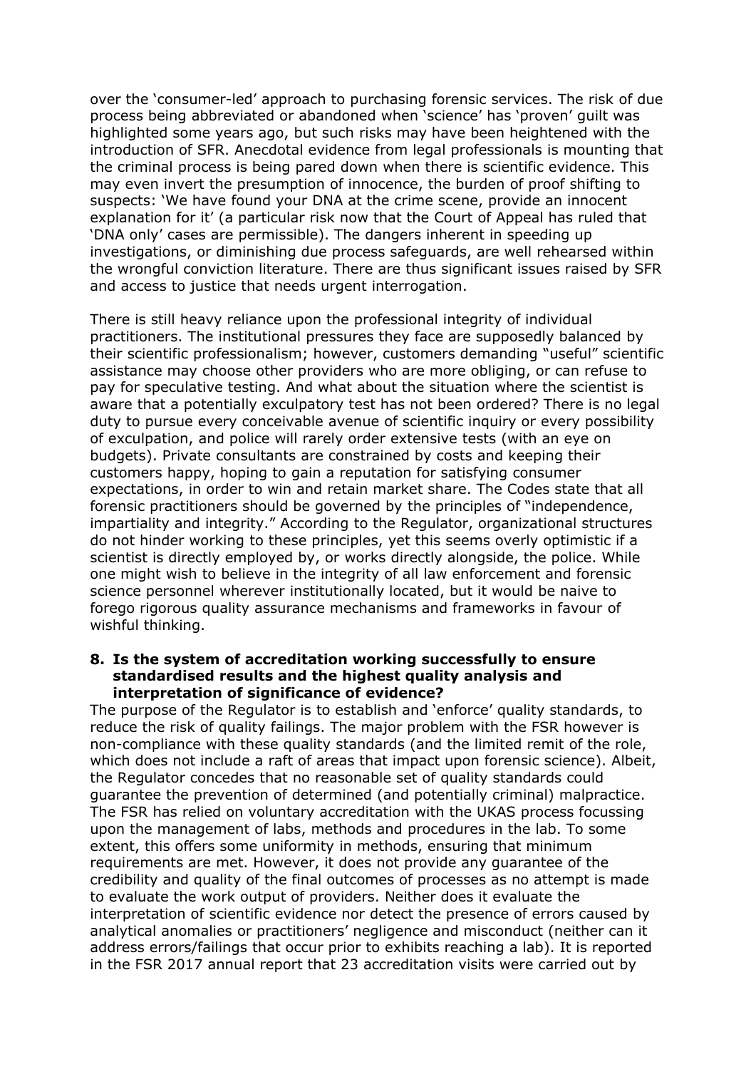over the 'consumer-led' approach to purchasing forensic services. The risk of due process being abbreviated or abandoned when 'science' has 'proven' guilt was highlighted some years ago, but such risks may have been heightened with the introduction of SFR. Anecdotal evidence from legal professionals is mounting that the criminal process is being pared down when there is scientific evidence. This may even invert the presumption of innocence, the burden of proof shifting to suspects: 'We have found your DNA at the crime scene, provide an innocent explanation for it' (a particular risk now that the Court of Appeal has ruled that 'DNA only' cases are permissible). The dangers inherent in speeding up investigations, or diminishing due process safeguards, are well rehearsed within the wrongful conviction literature. There are thus significant issues raised by SFR and access to justice that needs urgent interrogation.

There is still heavy reliance upon the professional integrity of individual practitioners. The institutional pressures they face are supposedly balanced by their scientific professionalism; however, customers demanding "useful" scientific assistance may choose other providers who are more obliging, or can refuse to pay for speculative testing. And what about the situation where the scientist is aware that a potentially exculpatory test has not been ordered? There is no legal duty to pursue every conceivable avenue of scientific inquiry or every possibility of exculpation, and police will rarely order extensive tests (with an eye on budgets). Private consultants are constrained by costs and keeping their customers happy, hoping to gain a reputation for satisfying consumer expectations, in order to win and retain market share. The Codes state that all forensic practitioners should be governed by the principles of "independence, impartiality and integrity." According to the Regulator, organizational structures do not hinder working to these principles, yet this seems overly optimistic if a scientist is directly employed by, or works directly alongside, the police. While one might wish to believe in the integrity of all law enforcement and forensic science personnel wherever institutionally located, but it would be naive to forego rigorous quality assurance mechanisms and frameworks in favour of wishful thinking.

**8. Is the system of accreditation working successfully to ensure standardised results and the highest quality analysis and interpretation of significance of evidence?**

The purpose of the Regulator is to establish and 'enforce' quality standards, to reduce the risk of quality failings. The major problem with the FSR however is non-compliance with these quality standards (and the limited remit of the role, which does not include a raft of areas that impact upon forensic science). Albeit, the Regulator concedes that no reasonable set of quality standards could guarantee the prevention of determined (and potentially criminal) malpractice. The FSR has relied on voluntary accreditation with the UKAS process focussing upon the management of labs, methods and procedures in the lab. To some extent, this offers some uniformity in methods, ensuring that minimum requirements are met. However, it does not provide any guarantee of the credibility and quality of the final outcomes of processes as no attempt is made to evaluate the work output of providers. Neither does it evaluate the interpretation of scientific evidence nor detect the presence of errors caused by analytical anomalies or practitioners' negligence and misconduct (neither can it address errors/failings that occur prior to exhibits reaching a lab). It is reported in the FSR 2017 annual report that 23 accreditation visits were carried out by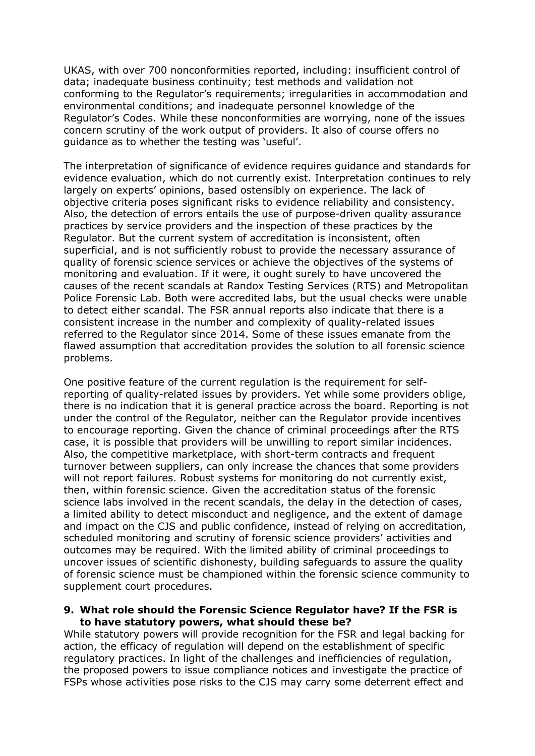UKAS, with over 700 nonconformities reported, including: insufficient control of data; inadequate business continuity; test methods and validation not conforming to the Regulator's requirements; irregularities in accommodation and environmental conditions; and inadequate personnel knowledge of the Regulator's Codes. While these nonconformities are worrying, none of the issues concern scrutiny of the work output of providers. It also of course offers no guidance as to whether the testing was 'useful'.

The interpretation of significance of evidence requires guidance and standards for evidence evaluation, which do not currently exist. Interpretation continues to rely largely on experts' opinions, based ostensibly on experience. The lack of objective criteria poses significant risks to evidence reliability and consistency. Also, the detection of errors entails the use of purpose-driven quality assurance practices by service providers and the inspection of these practices by the Regulator. But the current system of accreditation is inconsistent, often superficial, and is not sufficiently robust to provide the necessary assurance of quality of forensic science services or achieve the objectives of the systems of monitoring and evaluation. If it were, it ought surely to have uncovered the causes of the recent scandals at Randox Testing Services (RTS) and Metropolitan Police Forensic Lab. Both were accredited labs, but the usual checks were unable to detect either scandal. The FSR annual reports also indicate that there is a consistent increase in the number and complexity of quality-related issues referred to the Regulator since 2014. Some of these issues emanate from the flawed assumption that accreditation provides the solution to all forensic science problems.

One positive feature of the current regulation is the requirement for self-reporting of quality-related issues by providers. Yet while some providers oblige, there is no indication that it is general practice across the board. Reporting is not under the control of the Regulator, neither can the Regulator provide incentives to encourage reporting. Given the chance of criminal proceedings after the RTS case, it is possible that providers will be unwilling to report similar incidences. Also, the competitive marketplace, with short-term contracts and frequent turnover between suppliers, can only increase the chances that some providers will not report failures. Robust systems for monitoring do not currently exist, then, within forensic science. Given the accreditation status of the forensic science labs involved in the recent scandals, the delay in the detection of cases, a limited ability to detect misconduct and negligence, and the extent of damage and impact on the CJS and public confidence, instead of relying on accreditation, scheduled monitoring and scrutiny of forensic science providers' activities and outcomes may be required. With the limited ability of criminal proceedings to uncover issues of scientific dishonesty, building safeguards to assure the quality of forensic science must be championed within the forensic science community to supplement court procedures.

**9. What role should the Forensic Science Regulator have? If the FSR is to have statutory powers, what should these be?**

While statutory powers will provide recognition for the FSR and legal backing for action, the efficacy of regulation will depend on the establishment of specific regulatory practices. In light of the challenges and inefficiencies of regulation, the proposed powers to issue compliance notices and investigate the practice of FSPs whose activities pose risks to the CJS may carry some deterrent effect and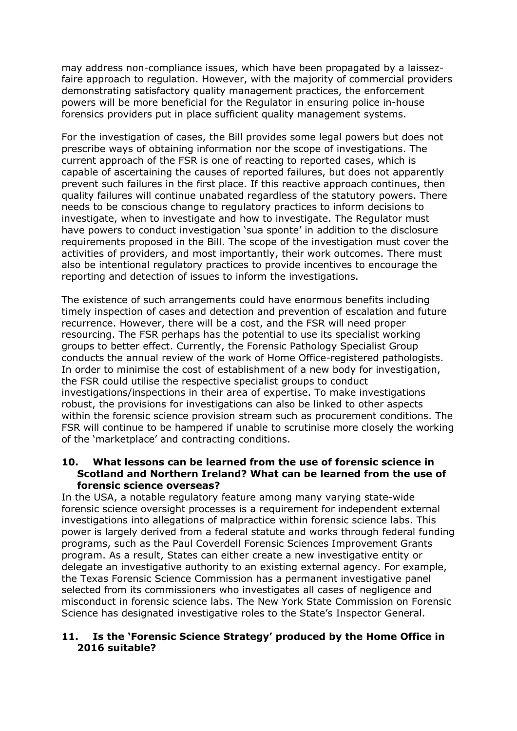may address non-compliance issues, which have been propagated by a laissez-faire approach to regulation. However, with the majority of commercial providers demonstrating satisfactory quality management practices, the enforcement powers will be more beneficial for the Regulator in ensuring police in-house forensics providers put in place sufficient quality management systems.

For the investigation of cases, the Bill provides some legal powers but does not prescribe ways of obtaining information nor the scope of investigations. The current approach of the FSR is one of reacting to reported cases, which is capable of ascertaining the causes of reported failures, but does not apparently prevent such failures in the first place. If this reactive approach continues, then quality failures will continue unabated regardless of the statutory powers. There needs to be conscious change to regulatory practices to inform decisions to investigate, when to investigate and how to investigate. The Regulator must have powers to conduct investigation 'sua sponte' in addition to the disclosure requirements proposed in the Bill. The scope of the investigation must cover the activities of providers, and most importantly, their work outcomes. There must also be intentional regulatory practices to provide incentives to encourage the reporting and detection of issues to inform the investigations.

The existence of such arrangements could have enormous benefits including timely inspection of cases and detection and prevention of escalation and future recurrence. However, there will be a cost, and the FSR will need proper resourcing. The FSR perhaps has the potential to use its specialist working groups to better effect. Currently, the Forensic Pathology Specialist Group conducts the annual review of the work of Home Office-registered pathologists. In order to minimise the cost of establishment of a new body for investigation, the FSR could utilise the respective specialist groups to conduct investigations/inspections in their area of expertise. To make investigations robust, the provisions for investigations can also be linked to other aspects within the forensic science provision stream such as procurement conditions. The FSR will continue to be hampered if unable to scrutinise more closely the working of the 'marketplace' and contracting conditions.

### 10. What lessons can be learned from the use of forensic science in Scotland and Northern Ireland? What can be learned from the use of forensic science overseas?

In the USA, a notable regulatory feature among many varying state-wide forensic science oversight processes is a requirement for independent external investigations into allegations of malpractice within forensic science labs. This power is largely derived from a federal statute and works through federal funding programs, such as the Paul Coverdell Forensic Sciences Improvement Grants program. As a result, States can either create a new investigative entity or delegate an investigative authority to an existing external agency. For example, the Texas Forensic Science Commission has a permanent investigative panel selected from its commissioners who investigates all cases of negligence and misconduct in forensic science labs. The New York State Commission on Forensic Science has designated investigative roles to the State's Inspector General.

### 11. Is the 'Forensic Science Strategy' produced by the Home Office in 2016 suitable?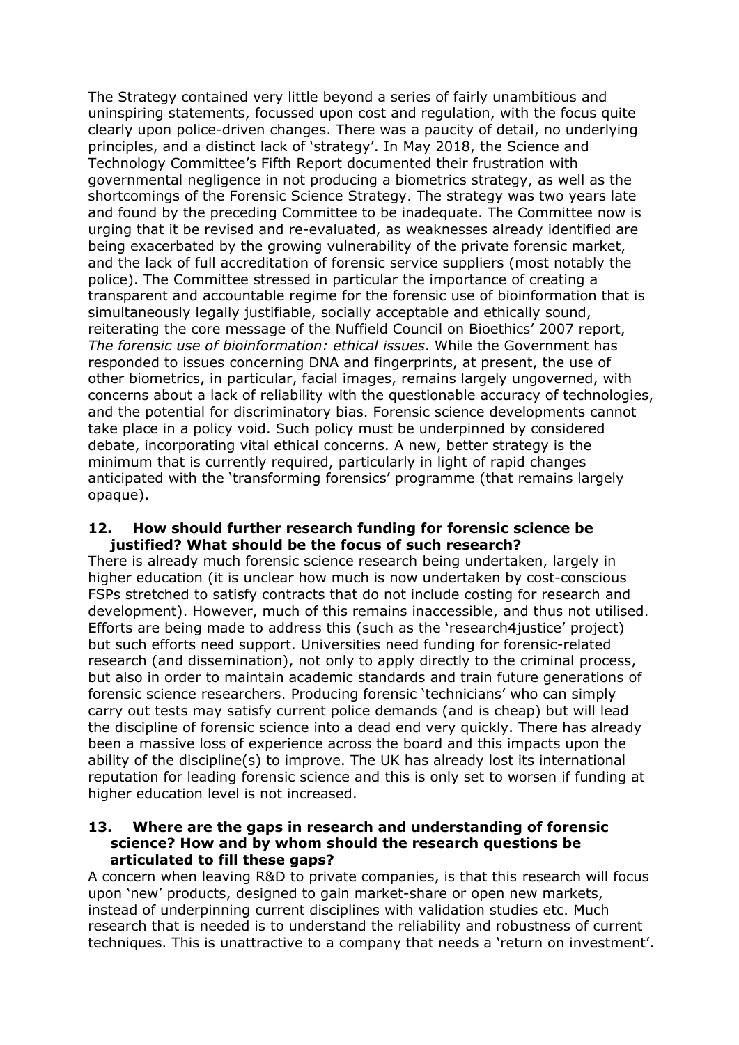The Strategy contained very little beyond a series of fairly unambitious and uninspiring statements, focussed upon cost and regulation, with the focus quite clearly upon police-driven changes. There was a paucity of detail, no underlying principles, and a distinct lack of 'strategy'. In May 2018, the Science and Technology Committee's Fifth Report documented their frustration with governmental negligence in not producing a biometrics strategy, as well as the shortcomings of the Forensic Science Strategy. The strategy was two years late and found by the preceding Committee to be inadequate. The Committee now is urging that it be revised and re-evaluated, as weaknesses already identified are being exacerbated by the growing vulnerability of the private forensic market, and the lack of full accreditation of forensic service suppliers (most notably the police). The Committee stressed in particular the importance of creating a transparent and accountable regime for the forensic use of bioinformation that is simultaneously legally justifiable, socially acceptable and ethically sound, reiterating the core message of the Nuffield Council on Bioethics' 2007 report, *The forensic use of bioinformation: ethical issues*. While the Government has responded to issues concerning DNA and fingerprints, at present, the use of other biometrics, in particular, facial images, remains largely ungoverned, with concerns about a lack of reliability with the questionable accuracy of technologies, and the potential for discriminatory bias. Forensic science developments cannot take place in a policy void. Such policy must be underpinned by considered debate, incorporating vital ethical concerns. A new, better strategy is the minimum that is currently required, particularly in light of rapid changes anticipated with the 'transforming forensics' programme (that remains largely opaque).

**12. How should further research funding for forensic science be justified? What should be the focus of such research?**

There is already much forensic science research being undertaken, largely in higher education (it is unclear how much is now undertaken by cost-conscious FSPs stretched to satisfy contracts that do not include costing for research and development). However, much of this remains inaccessible, and thus not utilised. Efforts are being made to address this (such as the 'research4justice' project) but such efforts need support. Universities need funding for forensic-related research (and dissemination), not only to apply directly to the criminal process, but also in order to maintain academic standards and train future generations of forensic science researchers. Producing forensic 'technicians' who can simply carry out tests may satisfy current police demands (and is cheap) but will lead the discipline of forensic science into a dead end very quickly. There has already been a massive loss of experience across the board and this impacts upon the ability of the discipline(s) to improve. The UK has already lost its international reputation for leading forensic science and this is only set to worsen if funding at higher education level is not increased.

**13. Where are the gaps in research and understanding of forensic science? How and by whom should the research questions be articulated to fill these gaps?**

A concern when leaving R&D to private companies, is that this research will focus upon 'new' products, designed to gain market-share or open new markets, instead of underpinning current disciplines with validation studies etc. Much research that is needed is to understand the reliability and robustness of current techniques. This is unattractive to a company that needs a 'return on investment'.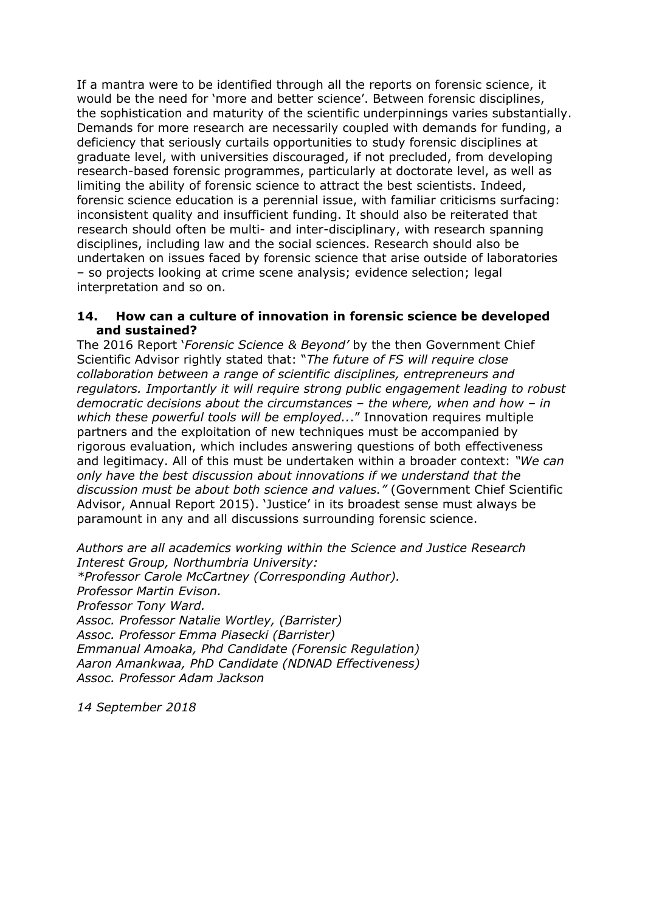If a mantra were to be identified through all the reports on forensic science, it would be the need for 'more and better science'. Between forensic disciplines, the sophistication and maturity of the scientific underpinnings varies substantially. Demands for more research are necessarily coupled with demands for funding, a deficiency that seriously curtails opportunities to study forensic disciplines at graduate level, with universities discouraged, if not precluded, from developing research-based forensic programmes, particularly at doctorate level, as well as limiting the ability of forensic science to attract the best scientists. Indeed, forensic science education is a perennial issue, with familiar criticisms surfacing: inconsistent quality and insufficient funding. It should also be reiterated that research should often be multi- and inter-disciplinary, with research spanning disciplines, including law and the social sciences. Research should also be undertaken on issues faced by forensic science that arise outside of laboratories – so projects looking at crime scene analysis; evidence selection; legal interpretation and so on.

### 14. How can a culture of innovation in forensic science be developed and sustained?

The 2016 Report '*Forensic Science & Beyond'* by the then Government Chief Scientific Advisor rightly stated that: "*The future of FS will require close collaboration between a range of scientific disciplines, entrepreneurs and regulators. Importantly it will require strong public engagement leading to robust democratic decisions about the circumstances – the where, when and how – in which these powerful tools will be employed...*" Innovation requires multiple partners and the exploitation of new techniques must be accompanied by rigorous evaluation, which includes answering questions of both effectiveness and legitimacy. All of this must be undertaken within a broader context: *"We can only have the best discussion about innovations if we understand that the discussion must be about both science and values."* (Government Chief Scientific Advisor, Annual Report 2015). 'Justice' in its broadest sense must always be paramount in any and all discussions surrounding forensic science.

*Authors are all academics working within the Science and Justice Research Interest Group, Northumbria University:*
*\*Professor Carole McCartney (Corresponding Author).*
*Professor Martin Evison.*
*Professor Tony Ward.*
*Assoc. Professor Natalie Wortley, (Barrister)*
*Assoc. Professor Emma Piasecki (Barrister)*
*Emmanual Amoaka, Phd Candidate (Forensic Regulation)*
*Aaron Amankwaa, PhD Candidate (NDNAD Effectiveness)*
*Assoc. Professor Adam Jackson*

*14 September 2018*